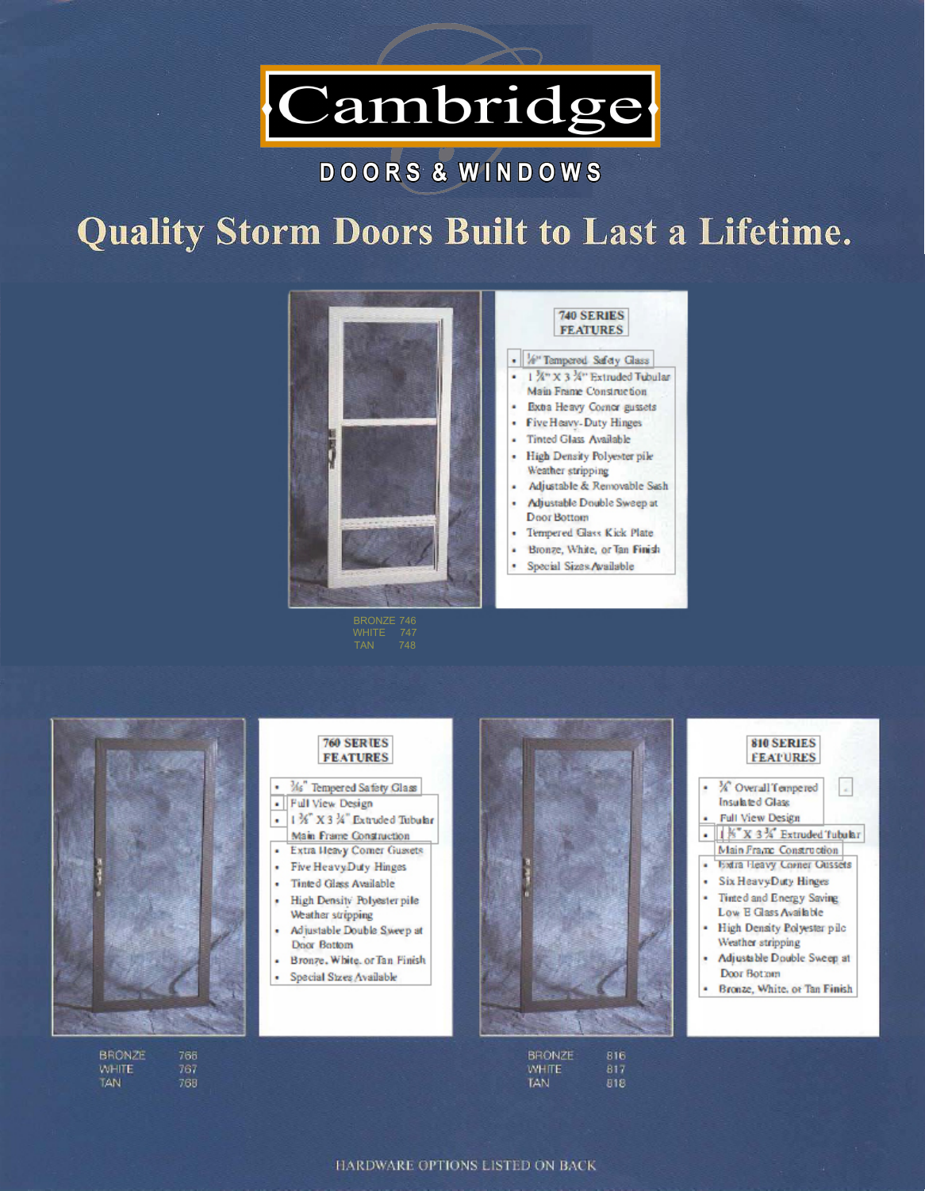# Cambridge

DOORS & WINDOWS

## Quality Storm Doors Built to Last a Lifetime.

### 740 SERIES FEATURES

- 1/8" Tempered Safety Glass
- 1 3/4" X 3 3/4" Extruded Tubular Main Frame Construction
- Extra Heavy Corner gussets
- Five Heavy-Duty Hinges
- Tinted Glass Available
- High Density Polyester pile Weather stripping
- Adjustable & Removable Sash
- Adjustable Double Sweep at Door Bottom
- Tempered Glass Kick Plate
- Bronze, White, or Tan Finish
- Special Sizes Available

BRONZE 746
WHITE 747
TAN 748

### 760 SERIES FEATURES

- 3/16" Tempered Safety Glass
- Full View Design
- 1 3/4" X 3 3/4" Extruded Tubular Main Frame Construction
- Extra Heavy Corner Gussets
- Five Heavy-Duty Hinges
- Tinted Glass Available
- High Density Polyester pile Weather stripping
- Adjustable Double Sweep at Door Bottom
- Bronze, White, or Tan Finish
- Special Sizes Available

BRONZE 766
WHITE 767
TAN 768

### 810 SERIES FEATURES

- 3/4" Overall Tempered Insulated Glass
- Full View Design
- 1 3/4" X 3 3/4" Extruded Tubular Main Frame Construction
- Extra Heavy Corner Gussets
- Six Heavy-Duty Hinges
- Tinted and Energy Saving Low E Glass Available
- High Density Polyester pile Weather stripping
- Adjustable Double Sweep at Door Bottom
- Bronze, White, or Tan Finish

BRONZE 816
WHITE 817
TAN 818

HARDWARE OPTIONS LISTED ON BACK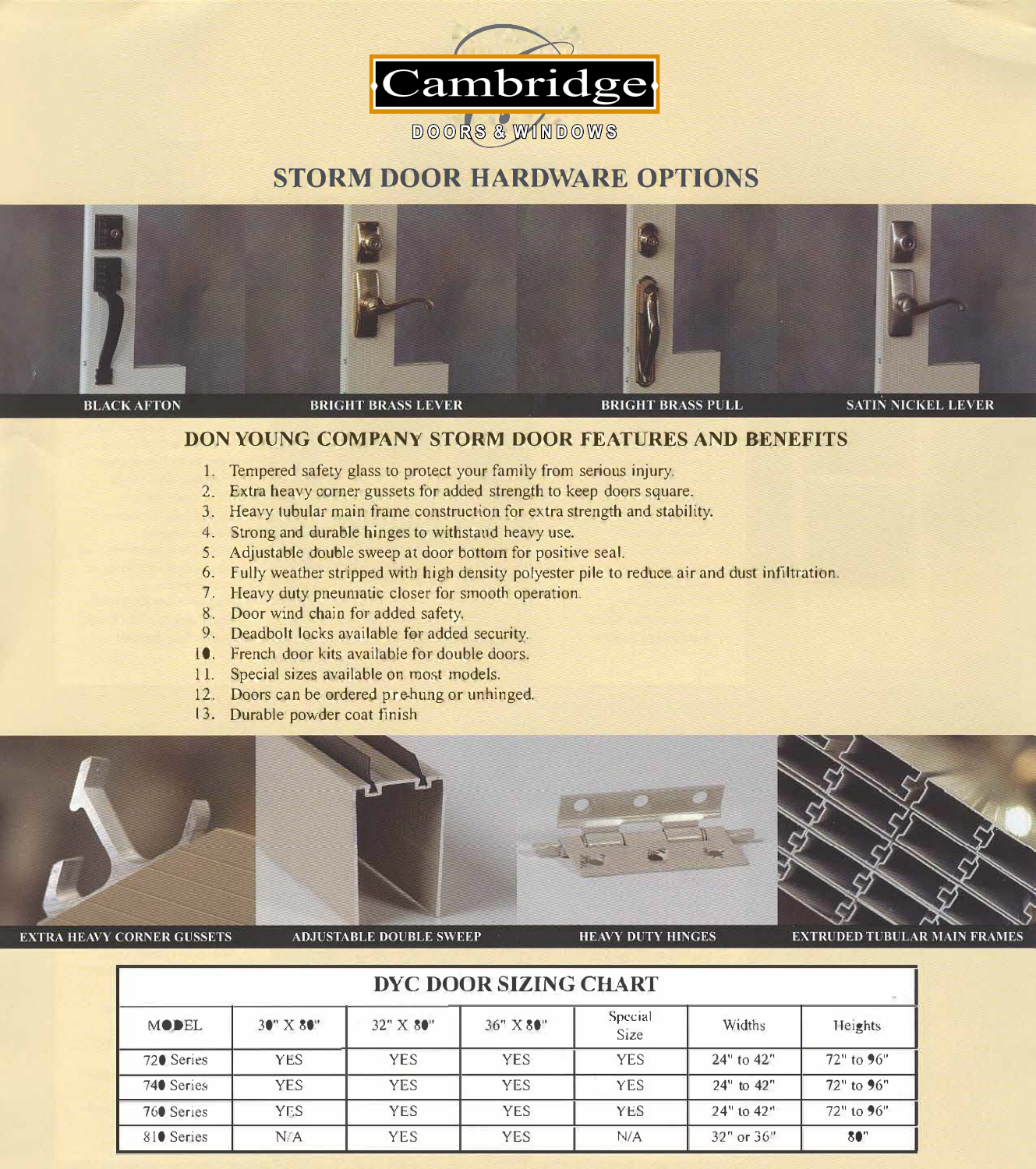Cambridge
DOORS & WINDOWS

# STORM DOOR HARDWARE OPTIONS

BLACK AFTON

BRIGHT BRASS LEVER

BRIGHT BRASS PULL

SATIN NICKEL LEVER

## DON YOUNG COMPANY STORM DOOR FEATURES AND BENEFITS

1. Tempered safety glass to protect your family from serious injury.
2. Extra heavy corner gussets for added strength to keep doors square.
3. Heavy tubular main frame construction for extra strength and stability.
4. Strong and durable hinges to withstand heavy use.
5. Adjustable double sweep at door bottom for positive seal.
6. Fully weather stripped with high density polyester pile to reduce air and dust infiltration.
7. Heavy duty pneumatic closer for smooth operation.
8. Door wind chain for added safety.
9. Deadbolt locks available for added security.
10. French door kits available for double doors.
11. Special sizes available on most models.
12. Doors can be ordered pre-hung or unhinged.
13. Durable powder coat finish

EXTRA HEAVY CORNER GUSSETS

ADJUSTABLE DOUBLE SWEEP

HEAVY DUTY HINGES

EXTRUDED TUBULAR MAIN FRAMES

## DYC DOOR SIZING CHART

| MODEL | 30" X 80" | 32" X 80" | 36" X 80" | Special Size | Widths | Heights |
|---|---|---|---|---|---|---|
| 720 Series | YES | YES | YES | YES | 24" to 42" | 72" to 96" |
| 740 Series | YES | YES | YES | YES | 24" to 42" | 72" to 96" |
| 760 Series | YES | YES | YES | YES | 24" to 42" | 72" to 96" |
| 810 Series | N/A | YES | YES | N/A | 32" or 36" | 80" |